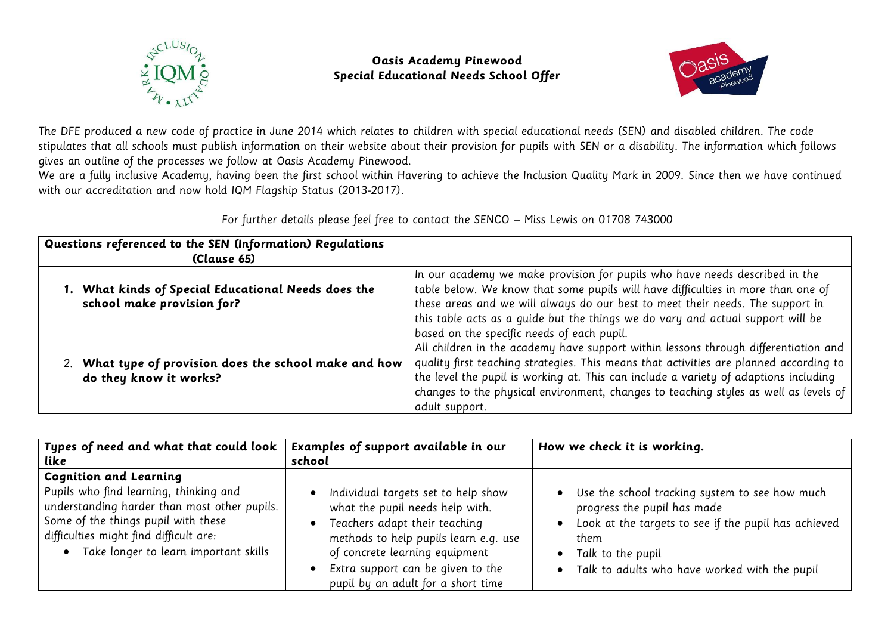**Oasis Academy Pinewood**
**Special Educational Needs School Offer**

The DFE produced a new code of practice in June 2014 which relates to children with special educational needs (SEN) and disabled children. The code stipulates that all schools must publish information on their website about their provision for pupils with SEN or a disability. The information which follows gives an outline of the processes we follow at Oasis Academy Pinewood.

We are a fully inclusive Academy, having been the first school within Havering to achieve the Inclusion Quality Mark in 2009. Since then we have continued with our accreditation and now hold IQM Flagship Status (2013-2017).

For further details please feel free to contact the SENCO – Miss Lewis on 01708 743000

| **Questions referenced to the SEN (Information) Regulations (Clause 65)** | |
|---|---|
| **1. What kinds of Special Educational Needs does the school make provision for?**<br><br>**2. What type of provision does the school make and how do they know it works?** | In our academy we make provision for pupils who have needs described in the table below. We know that some pupils will have difficulties in more than one of these areas and we will always do our best to meet their needs. The support in this table acts as a guide but the things we do vary and actual support will be based on the specific needs of each pupil.<br>All children in the academy have support within lessons through differentiation and quality first teaching strategies. This means that activities are planned according to the level the pupil is working at. This can include a variety of adaptions including changes to the physical environment, changes to teaching styles as well as levels of adult support. |

| **Types of need and what that could look like** | **Examples of support available in our school** | **How we check it is working.** |
|---|---|---|
| **Cognition and Learning**<br>Pupils who find learning, thinking and understanding harder than most other pupils. Some of the things pupil with these difficulties might find difficult are:<br>• Take longer to learn important skills | • Individual targets set to help show what the pupil needs help with.<br>• Teachers adapt their teaching methods to help pupils learn e.g. use of concrete learning equipment<br>• Extra support can be given to the pupil by an adult for a short time | • Use the school tracking system to see how much progress the pupil has made<br>• Look at the targets to see if the pupil has achieved them<br>• Talk to the pupil<br>• Talk to adults who have worked with the pupil |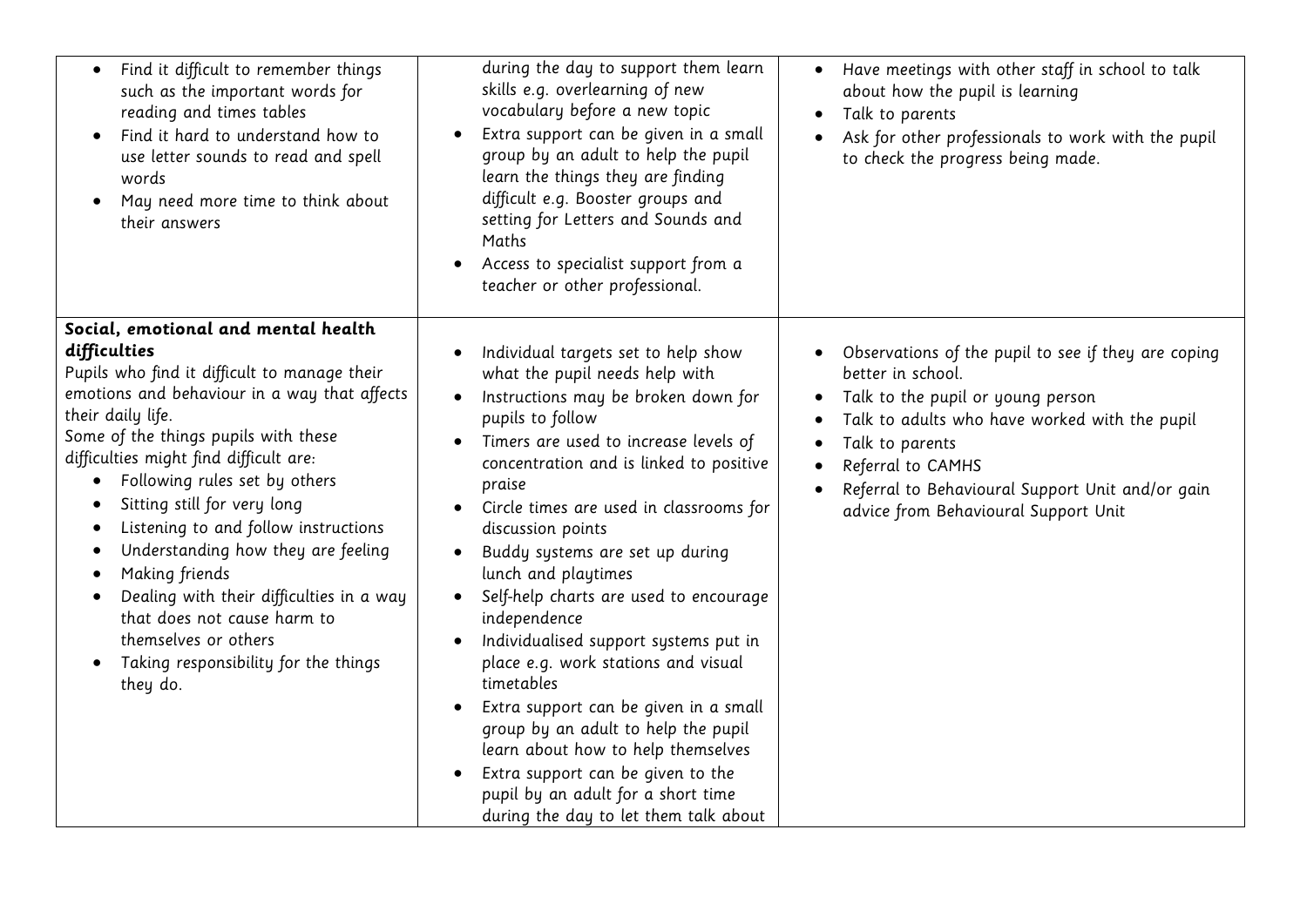| | | |
|---|---|---|
| <ul><li>Find it difficult to remember things such as the important words for reading and times tables</li><li>Find it hard to understand how to use letter sounds to read and spell words</li><li>May need more time to think about their answers</li></ul> | during the day to support them learn skills e.g. overlearning of new vocabulary before a new topic<ul><li>Extra support can be given in a small group by an adult to help the pupil learn the things they are finding difficult e.g. Booster groups and setting for Letters and Sounds and Maths</li><li>Access to specialist support from a teacher or other professional.</li></ul> | <ul><li>Have meetings with other staff in school to talk about how the pupil is learning</li><li>Talk to parents</li><li>Ask for other professionals to work with the pupil to check the progress being made.</li></ul> |
| **Social, emotional and mental health difficulties**<br>Pupils who find it difficult to manage their emotions and behaviour in a way that affects their daily life.<br>Some of the things pupils with these difficulties might find difficult are:<ul><li>Following rules set by others</li><li>Sitting still for very long</li><li>Listening to and follow instructions</li><li>Understanding how they are feeling</li><li>Making friends</li><li>Dealing with their difficulties in a way that does not cause harm to themselves or others</li><li>Taking responsibility for the things they do.</li></ul> | <ul><li>Individual targets set to help show what the pupil needs help with</li><li>Instructions may be broken down for pupils to follow</li><li>Timers are used to increase levels of concentration and is linked to positive praise</li><li>Circle times are used in classrooms for discussion points</li><li>Buddy systems are set up during lunch and playtimes</li><li>Self-help charts are used to encourage independence</li><li>Individualised support systems put in place e.g. work stations and visual timetables</li><li>Extra support can be given in a small group by an adult to help the pupil learn about how to help themselves</li><li>Extra support can be given to the pupil by an adult for a short time during the day to let them talk about</li></ul> | <ul><li>Observations of the pupil to see if they are coping better in school.</li><li>Talk to the pupil or young person</li><li>Talk to adults who have worked with the pupil</li><li>Talk to parents</li><li>Referral to CAMHS</li><li>Referral to Behavioural Support Unit and/or gain advice from Behavioural Support Unit</li></ul> |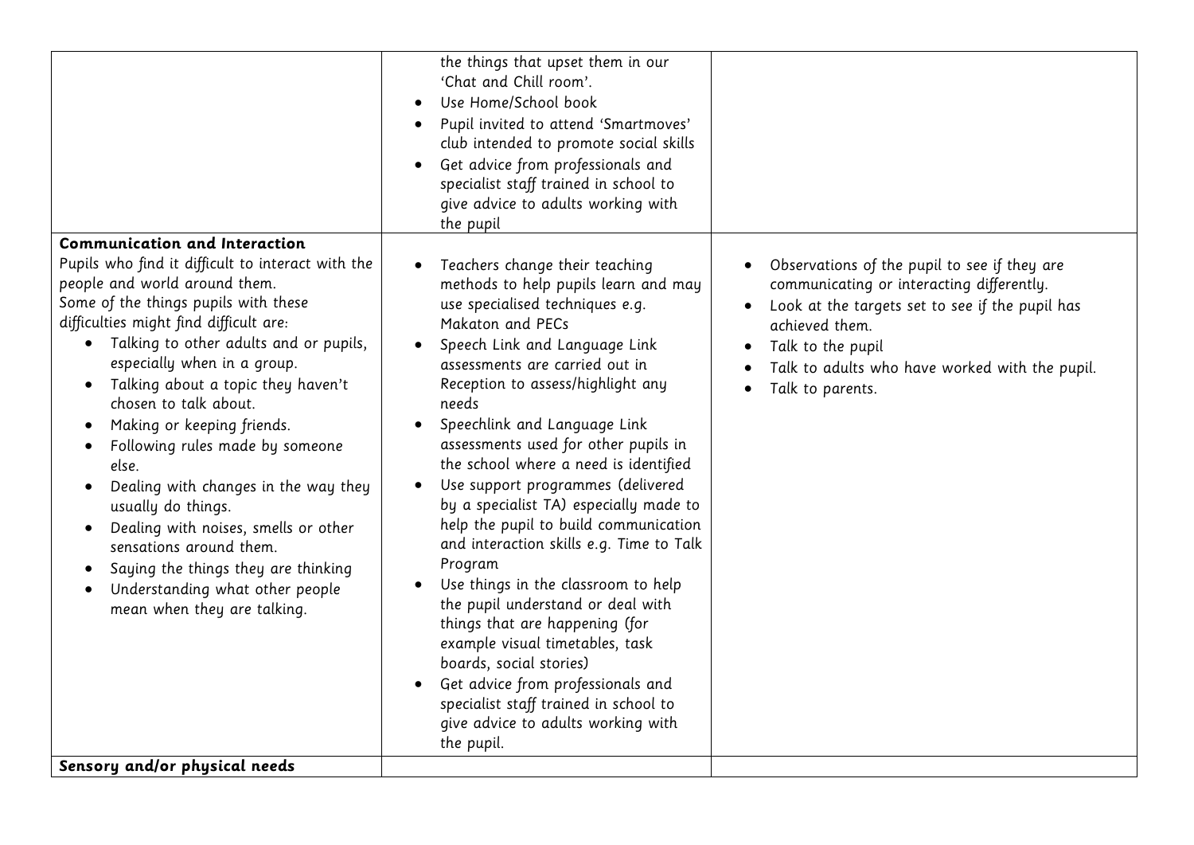| | | |
|---|---|---|
| | the things that upset them in our 'Chat and Chill room'.<br>• Use Home/School book<br>• Pupil invited to attend 'Smartmoves' club intended to promote social skills<br>• Get advice from professionals and specialist staff trained in school to give advice to adults working with the pupil | |
| **Communication and Interaction**<br>Pupils who find it difficult to interact with the people and world around them.<br>Some of the things pupils with these difficulties might find difficult are:<br>• Talking to other adults and or pupils, especially when in a group.<br>• Talking about a topic they haven't chosen to talk about.<br>• Making or keeping friends.<br>• Following rules made by someone else.<br>• Dealing with changes in the way they usually do things.<br>• Dealing with noises, smells or other sensations around them.<br>• Saying the things they are thinking<br>• Understanding what other people mean when they are talking. | • Teachers change their teaching methods to help pupils learn and may use specialised techniques e.g. Makaton and PECs<br>• Speech Link and Language Link assessments are carried out in Reception to assess/highlight any needs<br>• Speechlink and Language Link assessments used for other pupils in the school where a need is identified<br>• Use support programmes (delivered by a specialist TA) especially made to help the pupil to build communication and interaction skills e.g. Time to Talk Program<br>• Use things in the classroom to help the pupil understand or deal with things that are happening (for example visual timetables, task boards, social stories)<br>• Get advice from professionals and specialist staff trained in school to give advice to adults working with the pupil. | • Observations of the pupil to see if they are communicating or interacting differently.<br>• Look at the targets set to see if the pupil has achieved them.<br>• Talk to the pupil<br>• Talk to adults who have worked with the pupil.<br>• Talk to parents. |
| ***Sensory and/or physical needs*** | | |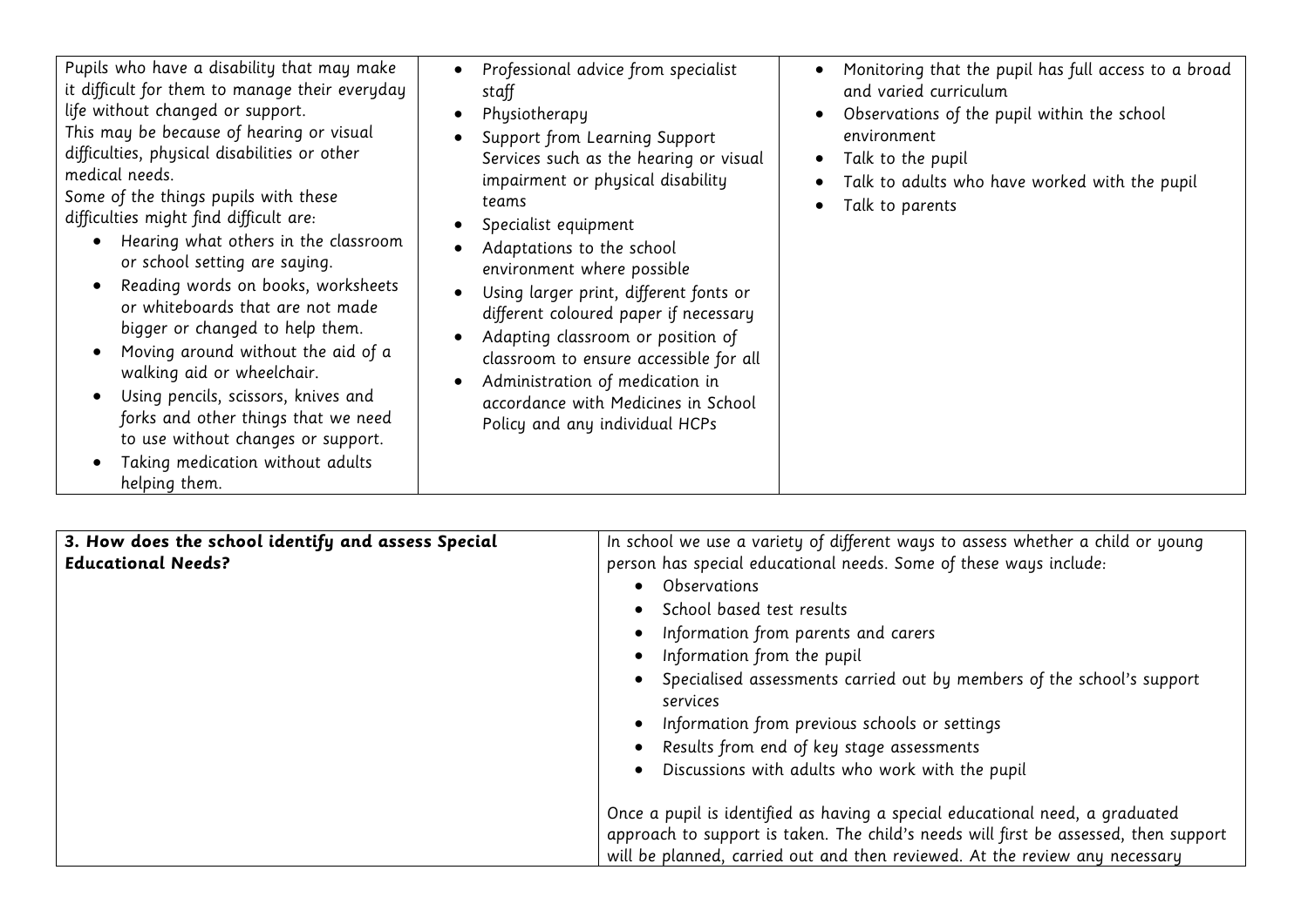| | | |
|---|---|---|
| Pupils who have a disability that may make it difficult for them to manage their everyday life without changed or support.<br>This may be because of hearing or visual difficulties, physical disabilities or other medical needs.<br>Some of the things pupils with these difficulties might find difficult are:<br>• Hearing what others in the classroom or school setting are saying.<br>• Reading words on books, worksheets or whiteboards that are not made bigger or changed to help them.<br>• Moving around without the aid of a walking aid or wheelchair.<br>• Using pencils, scissors, knives and forks and other things that we need to use without changes or support.<br>• Taking medication without adults helping them. | • Professional advice from specialist staff<br>• Physiotherapy<br>• Support from Learning Support Services such as the hearing or visual impairment or physical disability teams<br>• Specialist equipment<br>• Adaptations to the school environment where possible<br>• Using larger print, different fonts or different coloured paper if necessary<br>• Adapting classroom or position of classroom to ensure accessible for all<br>• Administration of medication in accordance with Medicines in School Policy and any individual HCPs | • Monitoring that the pupil has full access to a broad and varied curriculum<br>• Observations of the pupil within the school environment<br>• Talk to the pupil<br>• Talk to adults who have worked with the pupil<br>• Talk to parents |

| | |
|---|---|
| **3. How does the school identify and assess Special Educational Needs?** | In school we use a variety of different ways to assess whether a child or young person has special educational needs. Some of these ways include:<br>• Observations<br>• School based test results<br>• Information from parents and carers<br>• Information from the pupil<br>• Specialised assessments carried out by members of the school's support services<br>• Information from previous schools or settings<br>• Results from end of key stage assessments<br>• Discussions with adults who work with the pupil<br><br>Once a pupil is identified as having a special educational need, a graduated approach to support is taken. The child's needs will first be assessed, then support will be planned, carried out and then reviewed. At the review any necessary |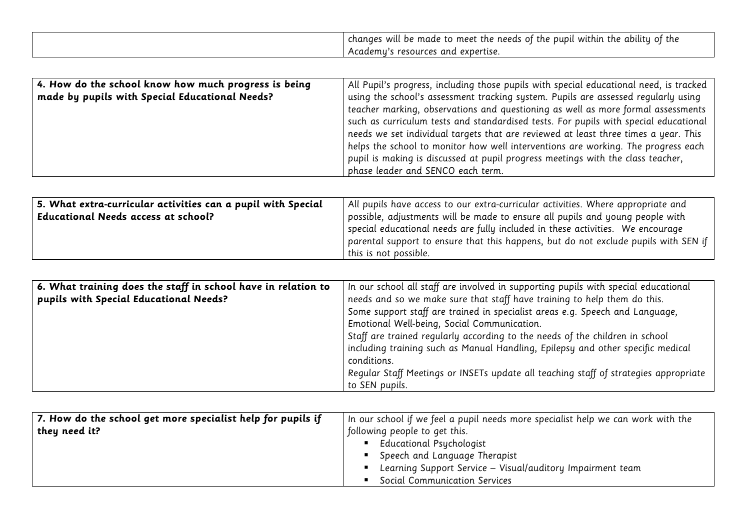| | |
|---|---|
| | changes will be made to meet the needs of the pupil within the ability of the Academy's resources and expertise. |

| | |
|---|---|
| **4. How do the school know how much progress is being made by pupils with Special Educational Needs?** | All Pupil's progress, including those pupils with special educational need, is tracked using the school's assessment tracking system. Pupils are assessed regularly using teacher marking, observations and questioning as well as more formal assessments such as curriculum tests and standardised tests. For pupils with special educational needs we set individual targets that are reviewed at least three times a year. This helps the school to monitor how well interventions are working. The progress each pupil is making is discussed at pupil progress meetings with the class teacher, phase leader and SENCO each term. |

| | |
|---|---|
| **5. What extra-curricular activities can a pupil with Special Educational Needs access at school?** | All pupils have access to our extra-curricular activities. Where appropriate and possible, adjustments will be made to ensure all pupils and young people with special educational needs are fully included in these activities. We encourage parental support to ensure that this happens, but do not exclude pupils with SEN if this is not possible. |

| | |
|---|---|
| **6. What training does the staff in school have in relation to pupils with Special Educational Needs?** | In our school all staff are involved in supporting pupils with special educational needs and so we make sure that staff have training to help them do this.<br>Some support staff are trained in specialist areas e.g. Speech and Language, Emotional Well-being, Social Communication.<br>Staff are trained regularly according to the needs of the children in school including training such as Manual Handling, Epilepsy and other specific medical conditions.<br>Regular Staff Meetings or INSETs update all teaching staff of strategies appropriate to SEN pupils. |

| | |
|---|---|
| **7. How do the school get more specialist help for pupils if they need it?** | In our school if we feel a pupil needs more specialist help we can work with the following people to get this.<br>▪ Educational Psychologist<br>▪ Speech and Language Therapist<br>▪ Learning Support Service – Visual/auditory Impairment team<br>▪ Social Communication Services |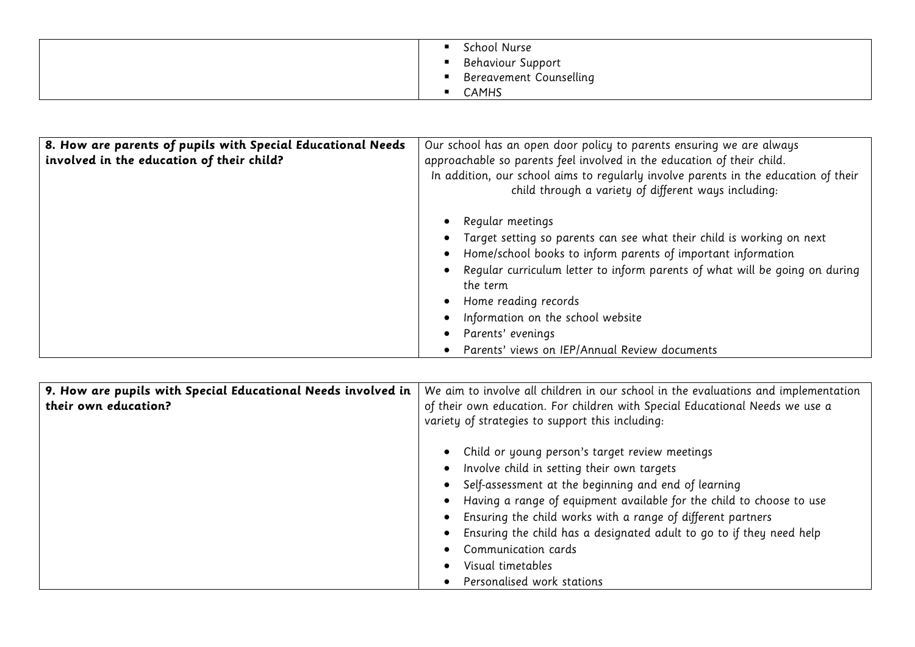| | |
|---|---|
| | <ul><li>School Nurse</li><li>Behaviour Support</li><li>Bereavement Counselling</li><li>CAMHS</li></ul> |

| | |
|---|---|
| **8. How are parents of pupils with Special Educational Needs involved in the education of their child?** | Our school has an open door policy to parents ensuring we are always approachable so parents feel involved in the education of their child.<br>In addition, our school aims to regularly involve parents in the education of their child through a variety of different ways including:<ul><li>Regular meetings</li><li>Target setting so parents can see what their child is working on next</li><li>Home/school books to inform parents of important information</li><li>Regular curriculum letter to inform parents of what will be going on during the term</li><li>Home reading records</li><li>Information on the school website</li><li>Parents' evenings</li><li>Parents' views on IEP/Annual Review documents</li></ul> |

| | |
|---|---|
| **9. How are pupils with Special Educational Needs involved in their own education?** | We aim to involve all children in our school in the evaluations and implementation of their own education. For children with Special Educational Needs we use a variety of strategies to support this including:<ul><li>Child or young person's target review meetings</li><li>Involve child in setting their own targets</li><li>Self-assessment at the beginning and end of learning</li><li>Having a range of equipment available for the child to choose to use</li><li>Ensuring the child works with a range of different partners</li><li>Ensuring the child has a designated adult to go to if they need help</li><li>Communication cards</li><li>Visual timetables</li><li>Personalised work stations</li></ul> |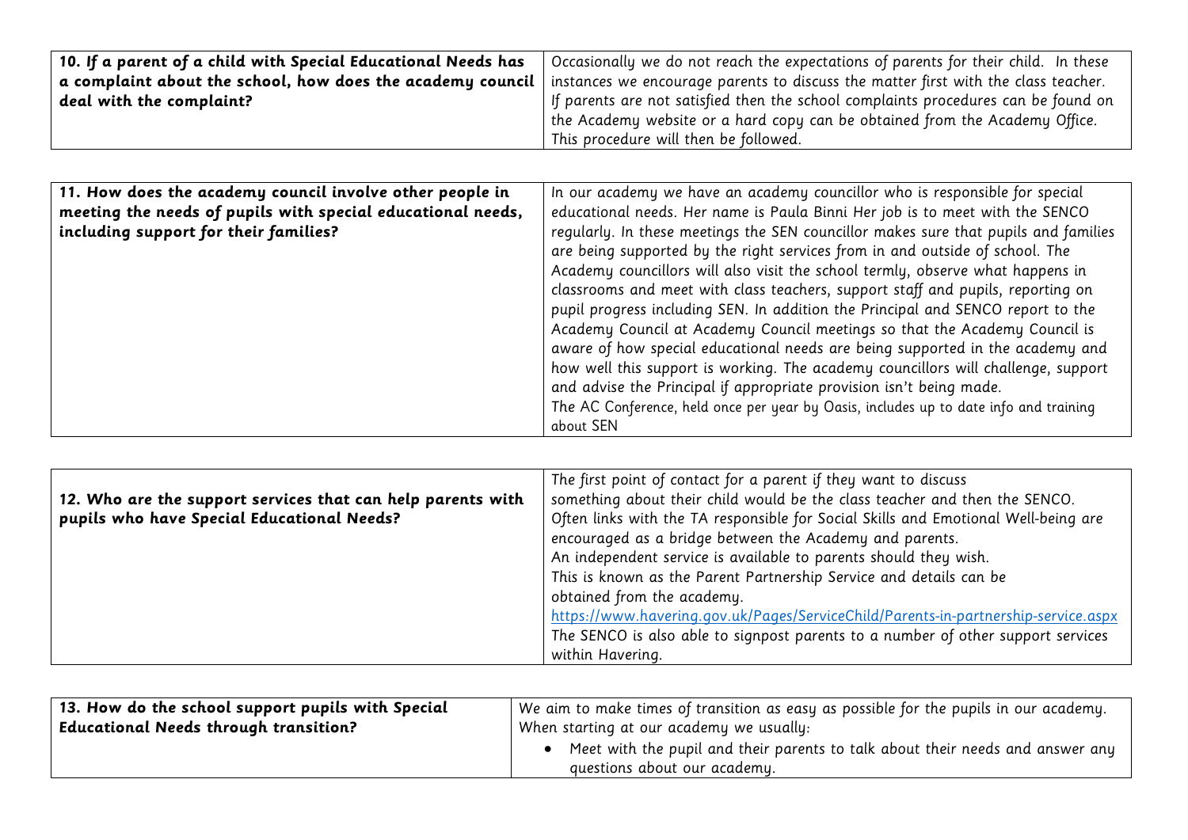| **10. If a parent of a child with Special Educational Needs has a complaint about the school, how does the academy council deal with the complaint?** | Occasionally we do not reach the expectations of parents for their child. In these instances we encourage parents to discuss the matter first with the class teacher. If parents are not satisfied then the school complaints procedures can be found on the Academy website or a hard copy can be obtained from the Academy Office. This procedure will then be followed. |
|---|---|

| **11. How does the academy council involve other people in meeting the needs of pupils with special educational needs, including support for their families?** | In our academy we have an academy councillor who is responsible for special educational needs. Her name is Paula Binni Her job is to meet with the SENCO regularly. In these meetings the SEN councillor makes sure that pupils and families are being supported by the right services from in and outside of school. The Academy councillors will also visit the school termly, observe what happens in classrooms and meet with class teachers, support staff and pupils, reporting on pupil progress including SEN. In addition the Principal and SENCO report to the Academy Council at Academy Council meetings so that the Academy Council is aware of how special educational needs are being supported in the academy and how well this support is working. The academy councillors will challenge, support and advise the Principal if appropriate provision isn't being made.<br>The AC Conference, held once per year by Oasis, includes up to date info and training about SEN |
|---|---|

| **12. Who are the support services that can help parents with pupils who have Special Educational Needs?** | The first point of contact for a parent if they want to discuss something about their child would be the class teacher and then the SENCO. Often links with the TA responsible for Social Skills and Emotional Well-being are encouraged as a bridge between the Academy and parents.<br>An independent service is available to parents should they wish.<br>This is known as the Parent Partnership Service and details can be obtained from the academy.<br>https://www.havering.gov.uk/Pages/ServiceChild/Parents-in-partnership-service.aspx<br>The SENCO is also able to signpost parents to a number of other support services within Havering. |
|---|---|

| **13. How do the school support pupils with Special Educational Needs through transition?** | We aim to make times of transition as easy as possible for the pupils in our academy. When starting at our academy we usually:<br>• Meet with the pupil and their parents to talk about their needs and answer any questions about our academy. |
|---|---|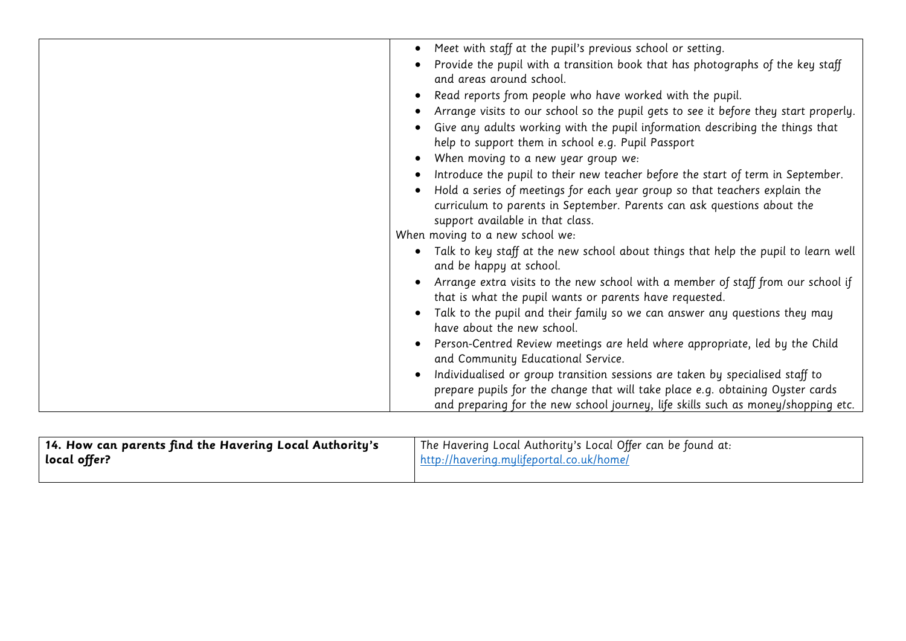| | |
|---|---|
| | • Meet with staff at the pupil's previous school or setting. <br> • Provide the pupil with a transition book that has photographs of the key staff and areas around school. <br> • Read reports from people who have worked with the pupil. <br> • Arrange visits to our school so the pupil gets to see it before they start properly. <br> • Give any adults working with the pupil information describing the things that help to support them in school e.g. Pupil Passport <br> • When moving to a new year group we: <br> • Introduce the pupil to their new teacher before the start of term in September. <br> • Hold a series of meetings for each year group so that teachers explain the curriculum to parents in September. Parents can ask questions about the support available in that class. <br> When moving to a new school we: <br> • Talk to key staff at the new school about things that help the pupil to learn well and be happy at school. <br> • Arrange extra visits to the new school with a member of staff from our school if that is what the pupil wants or parents have requested. <br> • Talk to the pupil and their family so we can answer any questions they may have about the new school. <br> • Person-Centred Review meetings are held where appropriate, led by the Child and Community Educational Service. <br> • Individualised or group transition sessions are taken by specialised staff to prepare pupils for the change that will take place e.g. obtaining Oyster cards and preparing for the new school journey, life skills such as money/shopping etc. |

| | |
|---|---|
| **14. How can parents find the Havering Local Authority's local offer?** | The Havering Local Authority's Local Offer can be found at: [http://havering.mylifeportal.co.uk/home/](http://havering.mylifeportal.co.uk/home/) |